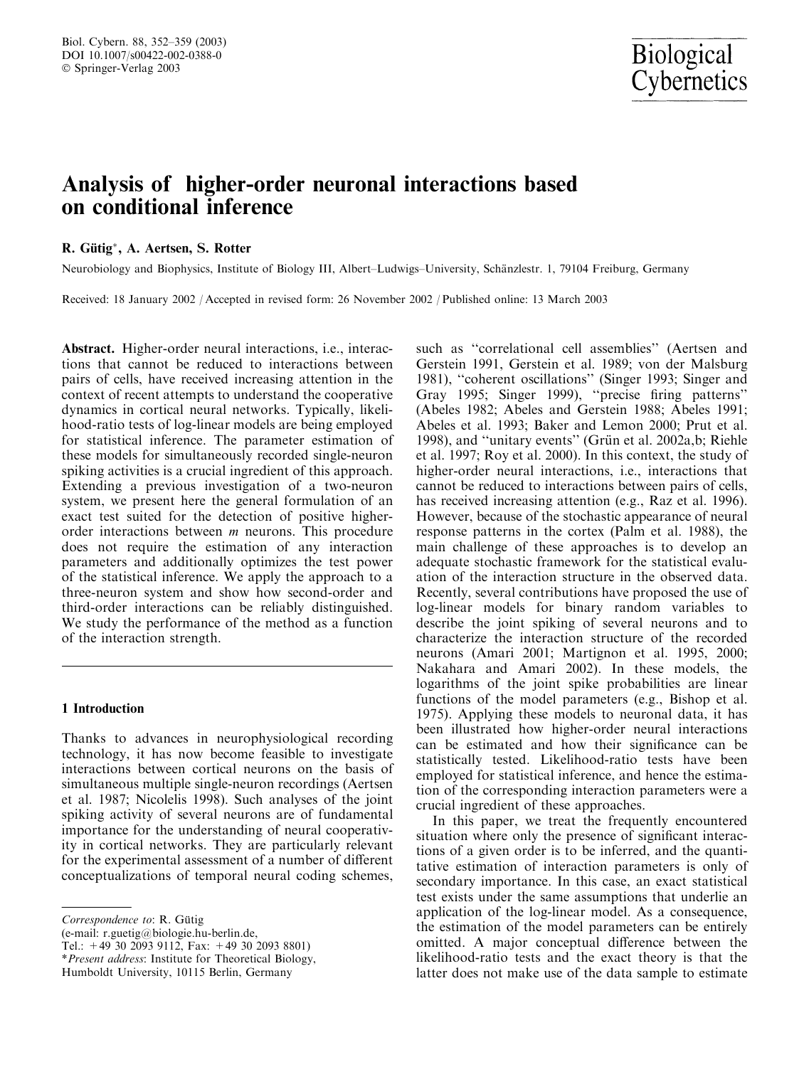Biol. Cybern. 88, 352–359 (2003)
DOI 10.1007/s00422-002-0388-0
© Springer-Verlag 2003

# Analysis of higher-order neuronal interactions based on conditional inference

**R. Gütig***, **A. Aertsen**, **S. Rotter**

Neurobiology and Biophysics, Institute of Biology III, Albert–Ludwigs–University, Schänzlestr. 1, 79104 Freiburg, Germany

Received: 18 January 2002 / Accepted in revised form: 26 November 2002 / Published online: 13 March 2003

**Abstract.** Higher-order neural interactions, i.e., interactions that cannot be reduced to interactions between pairs of cells, have received increasing attention in the context of recent attempts to understand the cooperative dynamics in cortical neural networks. Typically, likelihood-ratio tests of log-linear models are being employed for statistical inference. The parameter estimation of these models for simultaneously recorded single-neuron spiking activities is a crucial ingredient of this approach. Extending a previous investigation of a two-neuron system, we present here the general formulation of an exact test suited for the detection of positive higher-order interactions between $m$ neurons. This procedure does not require the estimation of any interaction parameters and additionally optimizes the test power of the statistical inference. We apply the approach to a three-neuron system and show how second-order and third-order interactions can be reliably distinguished. We study the performance of the method as a function of the interaction strength.

## 1 Introduction

Thanks to advances in neurophysiological recording technology, it has now become feasible to investigate interactions between cortical neurons on the basis of simultaneous multiple single-neuron recordings (Aertsen et al. 1987; Nicolelis 1998). Such analyses of the joint spiking activity of several neurons are of fundamental importance for the understanding of neural cooperativity in cortical networks. They are particularly relevant for the experimental assessment of a number of different conceptualizations of temporal neural coding schemes, such as "correlational cell assemblies" (Aertsen and Gerstein 1991, Gerstein et al. 1989; von der Malsburg 1981), "coherent oscillations" (Singer 1993; Singer and Gray 1995; Singer 1999), "precise firing patterns" (Abeles 1982; Abeles and Gerstein 1988; Abeles 1991; Abeles et al. 1993; Baker and Lemon 2000; Prut et al. 1998), and "unitary events" (Grün et al. 2002a,b; Riehle et al. 1997; Roy et al. 2000). In this context, the study of higher-order neural interactions, i.e., interactions that cannot be reduced to interactions between pairs of cells, has received increasing attention (e.g., Raz et al. 1996). However, because of the stochastic appearance of neural response patterns in the cortex (Palm et al. 1988), the main challenge of these approaches is to develop an adequate stochastic framework for the statistical evaluation of the interaction structure in the observed data. Recently, several contributions have proposed the use of log-linear models for binary random variables to describe the joint spiking of several neurons and to characterize the interaction structure of the recorded neurons (Amari 2001; Martignon et al. 1995, 2000; Nakahara and Amari 2002). In these models, the logarithms of the joint spike probabilities are linear functions of the model parameters (e.g., Bishop et al. 1975). Applying these models to neuronal data, it has been illustrated how higher-order neural interactions can be estimated and how their significance can be statistically tested. Likelihood-ratio tests have been employed for statistical inference, and hence the estimation of the corresponding interaction parameters were a crucial ingredient of these approaches.

In this paper, we treat the frequently encountered situation where only the presence of significant interactions of a given order is to be inferred, and the quantitative estimation of interaction parameters is only of secondary importance. In this case, an exact statistical test exists under the same assumptions that underlie an application of the log-linear model. As a consequence, the estimation of the model parameters can be entirely omitted. A major conceptual difference between the likelihood-ratio tests and the exact theory is that the latter does not make use of the data sample to estimate

---

*Correspondence to*: R. Gütig
(e-mail: r.guetig@biologie.hu-berlin.de,
Tel.: +49 30 2093 9112, Fax: +49 30 2093 8801)
**Present address*: Institute for Theoretical Biology, Humboldt University, 10115 Berlin, Germany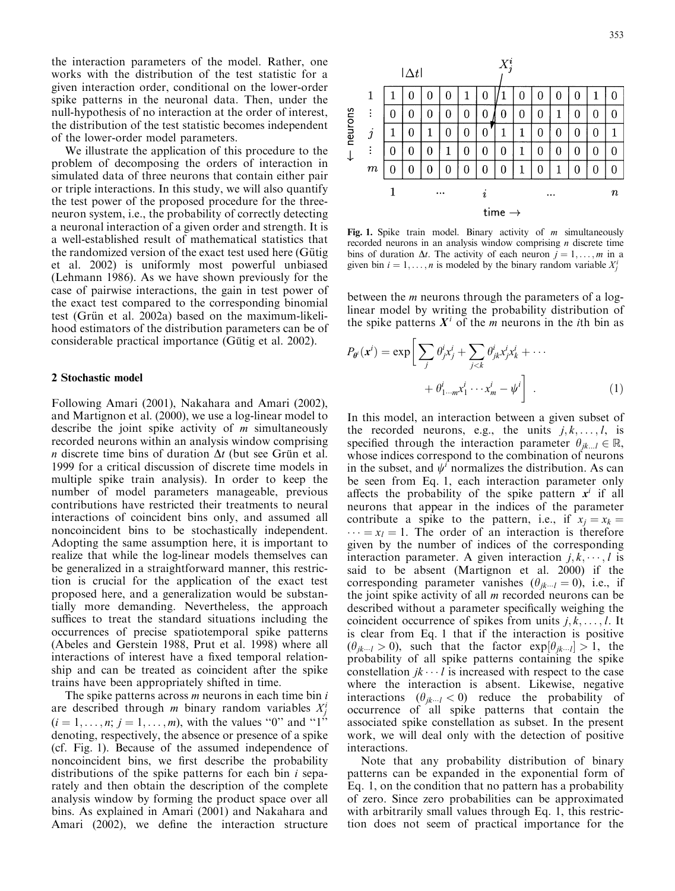the interaction parameters of the model. Rather, one works with the distribution of the test statistic for a given interaction order, conditional on the lower-order spike patterns in the neuronal data. Then, under the null-hypothesis of no interaction at the order of interest, the distribution of the test statistic becomes independent of the lower-order model parameters.

We illustrate the application of this procedure to the problem of decomposing the orders of interaction in simulated data of three neurons that contain either pair or triple interactions. In this study, we will also quantify the test power of the proposed procedure for the three-neuron system, i.e., the probability of correctly detecting a neuronal interaction of a given order and strength. It is a well-established result of mathematical statistics that the randomized version of the exact test used here (Gütig et al. 2002) is uniformly most powerful unbiased (Lehmann 1986). As we have shown previously for the case of pairwise interactions, the gain in test power of the exact test compared to the corresponding binomial test (Grün et al. 2002a) based on the maximum-likelihood estimators of the distribution parameters can be of considerable practical importance (Gütig et al. 2002).

## 2 Stochastic model

Following Amari (2001), Nakahara and Amari (2002), and Martignon et al. (2000), we use a log-linear model to describe the joint spike activity of $m$ simultaneously recorded neurons within an analysis window comprising $n$ discrete time bins of duration $\Delta t$ (but see Grün et al. 1999 for a critical discussion of discrete time models in multiple spike train analysis). In order to keep the number of model parameters manageable, previous contributions have restricted their treatments to neural interactions of coincident bins only, and assumed all noncoincident bins to be stochastically independent. Adopting the same assumption here, it is important to realize that while the log-linear models themselves can be generalized in a straightforward manner, this restriction is crucial for the application of the exact test proposed here, and a generalization would be substantially more demanding. Nevertheless, the approach suffices to treat the standard situations including the occurrences of precise spatiotemporal spike patterns (Abeles and Gerstein 1988, Prut et al. 1998) where all interactions of interest have a fixed temporal relationship and can be treated as coincident after the spike trains have been appropriately shifted in time.

The spike patterns across $m$ neurons in each time bin $i$ are described through $m$ binary random variables $X_j^i$ ($i = 1, \ldots, n$; $j = 1, \ldots, m$), with the values "0" and "1" denoting, respectively, the absence or presence of a spike (cf. Fig. 1). Because of the assumed independence of noncoincident bins, we first describe the probability distributions of the spike patterns for each bin $i$ separately and then obtain the description of the complete analysis window by forming the product space over all bins. As explained in Amari (2001) and Nakahara and Amari (2002), we define the interaction structure between the $m$ neurons through the parameters of a log-linear model by writing the probability distribution of the spike patterns $\boldsymbol{X}^i$ of the $m$ neurons in the $i$th bin as

| neurons ↓ | | | | | | | | | | | | | | |
|---|---|---|---|---|---|---|---|---|---|---|---|---|---|---|
| 1 | 1 | 0 | 0 | 0 | 1 | 0 | 1 | 0 | 0 | 0 | 0 | 1 | 0 |
| ⋮ | 0 | 0 | 0 | 0 | 0 | 0 | 0 | 0 | 0 | 1 | 0 | 0 | 0 |
| $j$ | 1 | 0 | 1 | 0 | 0 | 0 | 1 | 1 | 0 | 0 | 0 | 0 | 1 |
| ⋮ | 0 | 0 | 0 | 1 | 0 | 0 | 0 | 1 | 0 | 0 | 0 | 0 | 0 |
| $m$ | 0 | 0 | 0 | 0 | 0 | 0 | 0 | 1 | 0 | 1 | 0 | 0 | 0 |
| | 1 | | … | | | | $i$ | | | … | | | $n$ |

time →; $|\Delta t|$; $X_j^i$

**Fig. 1.** Spike train model. Binary activity of $m$ simultaneously recorded neurons in an analysis window comprising $n$ discrete time bins of duration $\Delta t$. The activity of each neuron $j = 1, \ldots, m$ in a given bin $i = 1, \ldots, n$ is modeled by the binary random variable $X_j^i$

$$P_{\boldsymbol{\theta}^i}(\boldsymbol{x}^i) = \exp\left[\sum_j \theta_j^i x_j^i + \sum_{j<k} \theta_{jk}^i x_j^i x_k^i + \cdots + \theta_{1\cdots m}^i x_1^i \cdots x_m^i - \psi^i\right] \ . \tag{1}$$

In this model, an interaction between a given subset of the recorded neurons, e.g., the units $j, k, \ldots, l$, is specified through the interaction parameter $\theta_{jk\ldots l} \in \mathbb{R}$, whose indices correspond to the combination of neurons in the subset, and $\psi^i$ normalizes the distribution. As can be seen from Eq. 1, each interaction parameter only affects the probability of the spike pattern $\boldsymbol{x}^i$ if all neurons that appear in the indices of the parameter contribute a spike to the pattern, i.e., if $x_j = x_k = \cdots = x_l = 1$. The order of an interaction is therefore given by the number of indices of the corresponding interaction parameter. A given interaction $j, k, \cdots, l$ is said to be absent (Martignon et al. 2000) if the corresponding parameter vanishes ($\theta_{jk\cdots l} = 0$), i.e., if the joint spike activity of all $m$ recorded neurons can be described without a parameter specifically weighing the coincident occurrence of spikes from units $j, k, \ldots, l$. It is clear from Eq. 1 that if the interaction is positive ($\theta_{jk\cdots l} > 0$), such that the factor $\exp[\theta_{jk\cdots l}] > 1$, the probability of all spike patterns containing the spike constellation $jk \cdots l$ is increased with respect to the case where the interaction is absent. Likewise, negative interactions ($\theta_{jk\cdots l} < 0$) reduce the probability of occurrence of all spike patterns that contain the associated spike constellation as subset. In the present work, we will deal only with the detection of positive interactions.

Note that any probability distribution of binary patterns can be expanded in the exponential form of Eq. 1, on the condition that no pattern has a probability of zero. Since zero probabilities can be approximated with arbitrarily small values through Eq. 1, this restriction does not seem of practical importance for the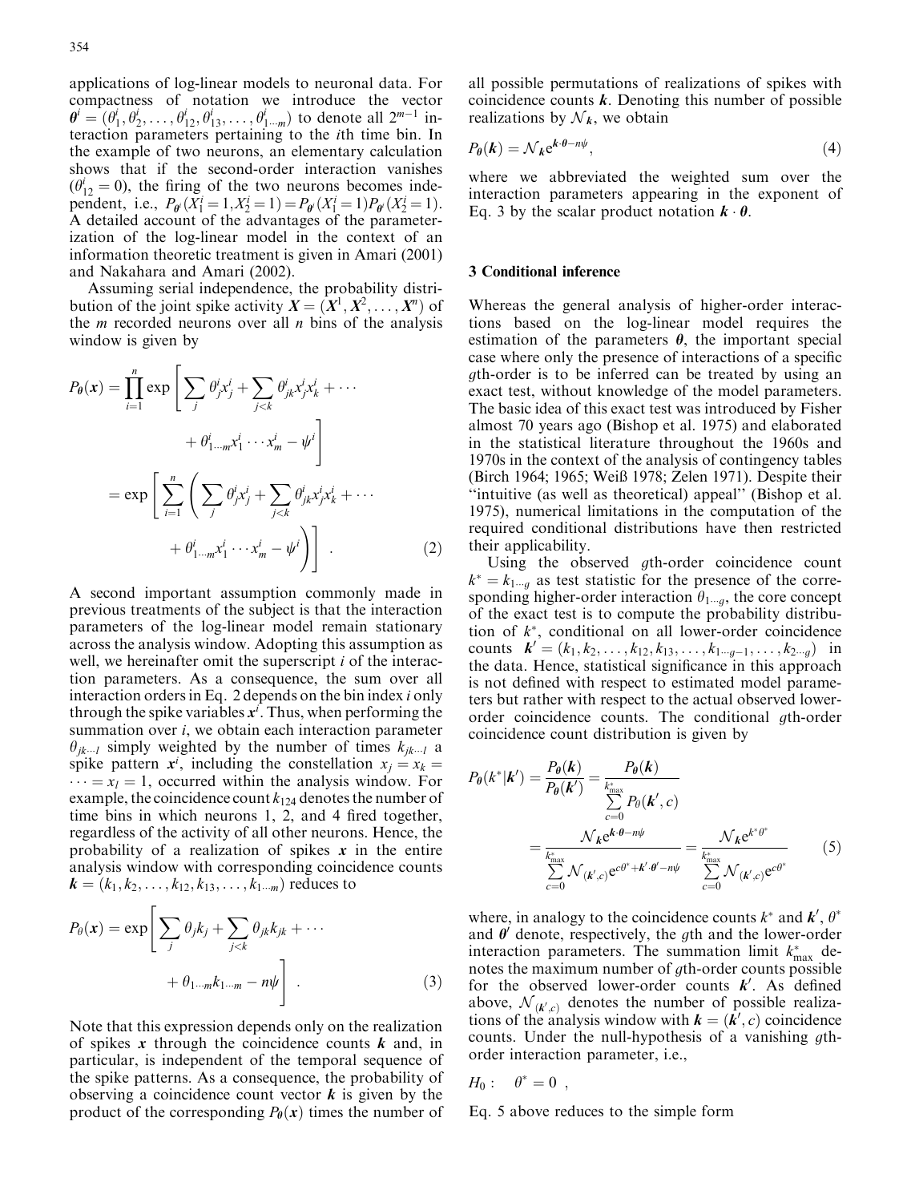applications of log-linear models to neuronal data. For compactness of notation we introduce the vector $\boldsymbol{\theta}^i = (\theta_1^i, \theta_2^i, \ldots, \theta_{12}^i, \theta_{13}^i, \ldots, \theta_{1\cdots m}^i)$ to denote all $2^{m-1}$ interaction parameters pertaining to the $i$th time bin. In the example of two neurons, an elementary calculation shows that if the second-order interaction vanishes ($\theta_{12}^i = 0$), the firing of the two neurons becomes independent, i.e., $P_{\theta^i}(X_1^i = 1, X_2^i = 1) = P_{\theta^i}(X_1^i = 1)P_{\theta^i}(X_2^i = 1)$. A detailed account of the advantages of the parameterization of the log-linear model in the context of an information theoretic treatment is given in Amari (2001) and Nakahara and Amari (2002).

Assuming serial independence, the probability distribution of the joint spike activity $\boldsymbol{X} = (\boldsymbol{X}^1, \boldsymbol{X}^2, \ldots, \boldsymbol{X}^n)$ of the $m$ recorded neurons over all $n$ bins of the analysis window is given by

$$
\begin{aligned}
P_{\boldsymbol{\theta}}(\boldsymbol{x}) &= \prod_{i=1}^{n} \exp\left[\sum_j \theta_j^i x_j^i + \sum_{j<k} \theta_{jk}^i x_j^i x_k^i + \cdots \right. \\
&\qquad \left. + \theta_{1\cdots m}^i x_1^i \cdots x_m^i - \psi^i \right] \\
&= \exp\left[\sum_{i=1}^{n}\left(\sum_j \theta_j^i x_j^i + \sum_{j<k} \theta_{jk}^i x_j^i x_k^i + \cdots \right.\right. \\
&\qquad \left.\left. + \theta_{1\cdots m}^i x_1^i \cdots x_m^i - \psi^i\right)\right] \quad . \qquad (2)
\end{aligned}
$$

A second important assumption commonly made in previous treatments of the subject is that the interaction parameters of the log-linear model remain stationary across the analysis window. Adopting this assumption as well, we hereinafter omit the superscript $i$ of the interaction parameters. As a consequence, the sum over all interaction orders in Eq. 2 depends on the bin index $i$ only through the spike variables $\boldsymbol{x}^i$. Thus, when performing the summation over $i$, we obtain each interaction parameter $\theta_{jk\cdots l}$ simply weighted by the number of times $k_{jk\cdots l}$ a spike pattern $\boldsymbol{x}^i$, including the constellation $x_j = x_k = \cdots = x_l = 1$, occurred within the analysis window. For example, the coincidence count $k_{124}$ denotes the number of time bins in which neurons 1, 2, and 4 fired together, regardless of the activity of all other neurons. Hence, the probability of a realization of spikes $\boldsymbol{x}$ in the entire analysis window with corresponding coincidence counts $\boldsymbol{k} = (k_1, k_2, \ldots, k_{12}, k_{13}, \ldots, k_{1\cdots m})$ reduces to

$$
\begin{aligned}
P_\theta(\boldsymbol{x}) = \exp\Bigg[&\sum_j \theta_j k_j + \sum_{j<k} \theta_{jk} k_{jk} + \cdots \\
&+ \theta_{1\cdots m} k_{1\cdots m} - n\psi\Bigg] \quad . \qquad (3)
\end{aligned}
$$

Note that this expression depends only on the realization of spikes $\boldsymbol{x}$ through the coincidence counts $\boldsymbol{k}$ and, in particular, is independent of the temporal sequence of the spike patterns. As a consequence, the probability of observing a coincidence count vector $\boldsymbol{k}$ is given by the product of the corresponding $P_\theta(\boldsymbol{x})$ times the number of all possible permutations of realizations of spikes with coincidence counts $\boldsymbol{k}$. Denoting this number of possible realizations by $\mathcal{N}_{\boldsymbol{k}}$, we obtain

$$
P_{\boldsymbol{\theta}}(\boldsymbol{k}) = \mathcal{N}_{\boldsymbol{k}} e^{\boldsymbol{k}\cdot\boldsymbol{\theta} - n\psi}, \qquad (4)
$$

where we abbreviated the weighted sum over the interaction parameters appearing in the exponent of Eq. 3 by the scalar product notation $\boldsymbol{k} \cdot \boldsymbol{\theta}$.

## 3 Conditional inference

Whereas the general analysis of higher-order interactions based on the log-linear model requires the estimation of the parameters $\boldsymbol{\theta}$, the important special case where only the presence of interactions of a specific $g$th-order is to be inferred can be treated by using an exact test, without knowledge of the model parameters. The basic idea of this exact test was introduced by Fisher almost 70 years ago (Bishop et al. 1975) and elaborated in the statistical literature throughout the 1960s and 1970s in the context of the analysis of contingency tables (Birch 1964; 1965; Weiß 1978; Zelen 1971). Despite their "intuitive (as well as theoretical) appeal" (Bishop et al. 1975), numerical limitations in the computation of the required conditional distributions have then restricted their applicability.

Using the observed $g$th-order coincidence count $k^* = k_{1\cdots g}$ as test statistic for the presence of the corresponding higher-order interaction $\theta_{1\cdots g}$, the core concept of the exact test is to compute the probability distribution of $k^*$, conditional on all lower-order coincidence counts $\boldsymbol{k}' = (k_1, k_2, \ldots, k_{12}, k_{13}, \ldots, k_{1\cdots g-1}, \ldots, k_{2\cdots g})$ in the data. Hence, statistical significance in this approach is not defined with respect to estimated model parameters but rather with respect to the actual observed lower-order coincidence counts. The conditional $g$th-order coincidence count distribution is given by

$$
\begin{aligned}
P_{\boldsymbol{\theta}}(k^*|\boldsymbol{k}') &= \frac{P_{\boldsymbol{\theta}}(\boldsymbol{k})}{P_{\boldsymbol{\theta}}(\boldsymbol{k}')} = \frac{P_{\boldsymbol{\theta}}(\boldsymbol{k})}{\sum\limits_{c=0}^{k^*_{\max}} P_\theta(\boldsymbol{k}', c)} \\
&= \frac{\mathcal{N}_{\boldsymbol{k}} e^{\boldsymbol{k}\cdot\boldsymbol{\theta} - n\psi}}{\sum\limits_{c=0}^{k^*_{\max}} \mathcal{N}_{(\boldsymbol{k}',c)} e^{c\theta^* + \boldsymbol{k}'\cdot\boldsymbol{\theta}' - n\psi}} = \frac{\mathcal{N}_{\boldsymbol{k}} e^{k^*\theta^*}}{\sum\limits_{c=0}^{k^*_{\max}} \mathcal{N}_{(\boldsymbol{k}',c)} e^{c\theta^*}} \qquad (5)
\end{aligned}
$$

where, in analogy to the coincidence counts $k^*$ and $\boldsymbol{k}'$, $\theta^*$ and $\boldsymbol{\theta}'$ denote, respectively, the $g$th and the lower-order interaction parameters. The summation limit $k^*_{\max}$ denotes the maximum number of $g$th-order counts possible for the observed lower-order counts $\boldsymbol{k}'$. As defined above, $\mathcal{N}_{(\boldsymbol{k}',c)}$ denotes the number of possible realizations of the analysis window with $\boldsymbol{k} = (\boldsymbol{k}', c)$ coincidence counts. Under the null-hypothesis of a vanishing $g$th-order interaction parameter, i.e.,

$$
H_0: \quad \theta^* = 0 \ ,
$$

Eq. 5 above reduces to the simple form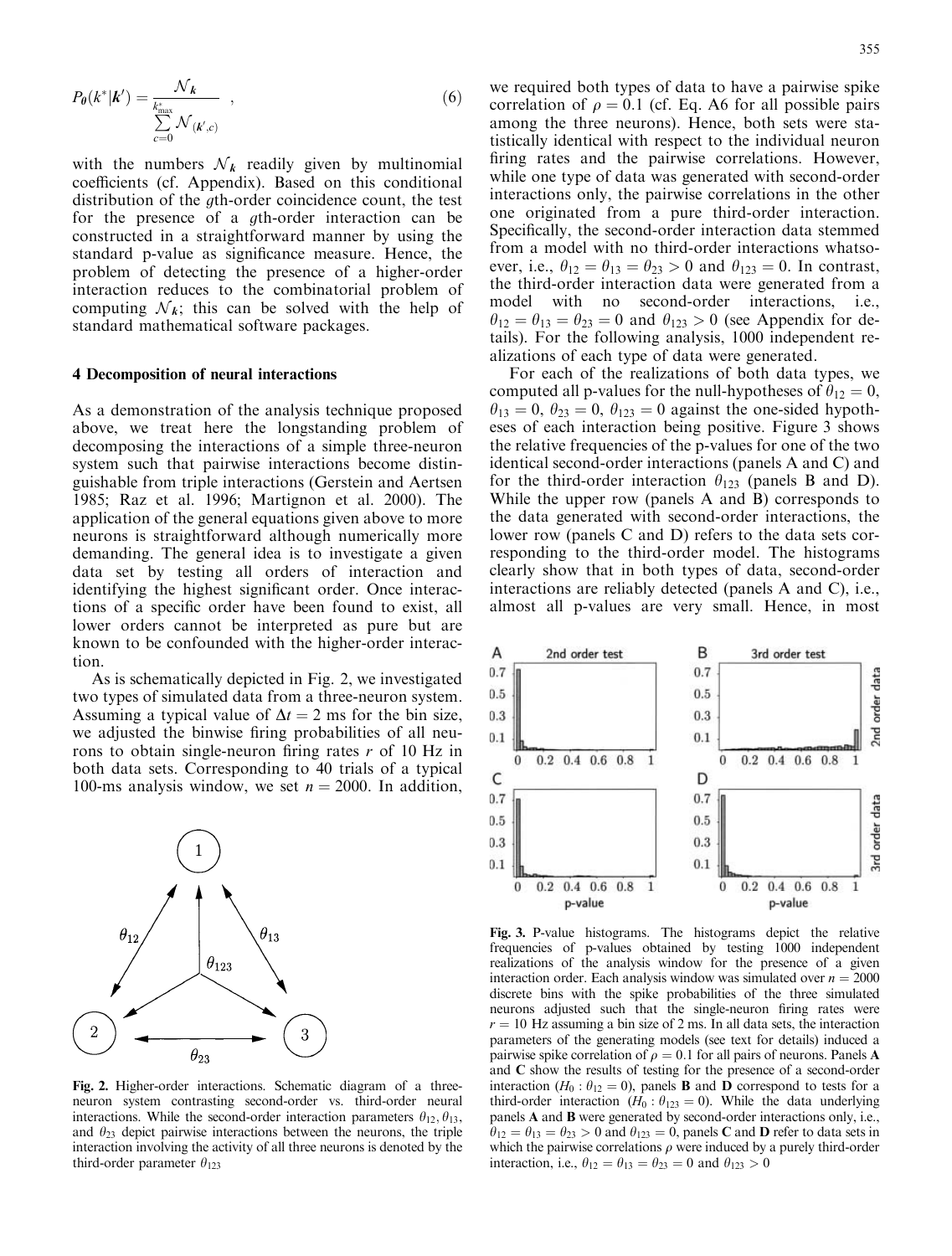$$P_{\theta}(k^*|\boldsymbol{k}') = \frac{\mathcal{N}_{\boldsymbol{k}}}{\sum_{c=0}^{k^*_{\max}} \mathcal{N}_{(\boldsymbol{k}',c)}} \quad , \tag{6}$$

with the numbers $\mathcal{N}_{\boldsymbol{k}}$ readily given by multinomial coefficients (cf. Appendix). Based on this conditional distribution of the $g$th-order coincidence count, the test for the presence of a $g$th-order interaction can be constructed in a straightforward manner by using the standard p-value as significance measure. Hence, the problem of detecting the presence of a higher-order interaction reduces to the combinatorial problem of computing $\mathcal{N}_{\boldsymbol{k}}$; this can be solved with the help of standard mathematical software packages.

## 4 Decomposition of neural interactions

As a demonstration of the analysis technique proposed above, we treat here the longstanding problem of decomposing the interactions of a simple three-neuron system such that pairwise interactions become distinguishable from triple interactions (Gerstein and Aertsen 1985; Raz et al. 1996; Martignon et al. 2000). The application of the general equations given above to more neurons is straightforward although numerically more demanding. The general idea is to investigate a given data set by testing all orders of interaction and identifying the highest significant order. Once interactions of a specific order have been found to exist, all lower orders cannot be interpreted as pure but are known to be confounded with the higher-order interaction.

As is schematically depicted in Fig. 2, we investigated two types of simulated data from a three-neuron system. Assuming a typical value of $\Delta t = 2$ ms for the bin size, we adjusted the binwise firing probabilities of all neurons to obtain single-neuron firing rates $r$ of 10 Hz in both data sets. Corresponding to 40 trials of a typical 100-ms analysis window, we set $n = 2000$. In addition, we required both types of data to have a pairwise spike correlation of $\rho = 0.1$ (cf. Eq. A6 for all possible pairs among the three neurons). Hence, both sets were statistically identical with respect to the individual neuron firing rates and the pairwise correlations. However, while one type of data was generated with second-order interactions only, the pairwise correlations in the other one originated from a pure third-order interaction. Specifically, the second-order interaction data stemmed from a model with no third-order interactions whatsoever, i.e., $\theta_{12} = \theta_{13} = \theta_{23} > 0$ and $\theta_{123} = 0$. In contrast, the third-order interaction data were generated from a model with no second-order interactions, i.e., $\theta_{12} = \theta_{13} = \theta_{23} = 0$ and $\theta_{123} > 0$ (see Appendix for details). For the following analysis, 1000 independent realizations of each type of data were generated.

For each of the realizations of both data types, we computed all p-values for the null-hypotheses of $\theta_{12} = 0$, $\theta_{13} = 0$, $\theta_{23} = 0$, $\theta_{123} = 0$ against the one-sided hypotheses of each interaction being positive. Figure 3 shows the relative frequencies of the p-values for one of the two identical second-order interactions (panels A and C) and for the third-order interaction $\theta_{123}$ (panels B and D). While the upper row (panels A and B) corresponds to the data generated with second-order interactions, the lower row (panels C and D) refers to the data sets corresponding to the third-order model. The histograms clearly show that in both types of data, second-order interactions are reliably detected (panels A and C), i.e., almost all p-values are very small. Hence, in most

**Fig. 2.** Higher-order interactions. Schematic diagram of a three-neuron system contrasting second-order vs. third-order neural interactions. While the second-order interaction parameters $\theta_{12}$, $\theta_{13}$, and $\theta_{23}$ depict pairwise interactions between the neurons, the triple interaction involving the activity of all three neurons is denoted by the third-order parameter $\theta_{123}$

**Fig. 3.** P-value histograms. The histograms depict the relative frequencies of p-values obtained by testing 1000 independent realizations of the analysis window for the presence of a given interaction order. Each analysis window was simulated over $n = 2000$ discrete bins with the spike probabilities of the three simulated neurons adjusted such that the single-neuron firing rates were $r = 10$ Hz assuming a bin size of 2 ms. In all data sets, the interaction parameters of the generating models (see text for details) induced a pairwise spike correlation of $\rho = 0.1$ for all pairs of neurons. Panels **A** and **C** show the results of testing for the presence of a second-order interaction ($H_0 : \theta_{12} = 0$), panels **B** and **D** correspond to tests for a third-order interaction ($H_0 : \theta_{123} = 0$). While the data underlying panels **A** and **B** were generated by second-order interactions only, i.e., $\theta_{12} = \theta_{13} = \theta_{23} > 0$ and $\theta_{123} = 0$, panels **C** and **D** refer to data sets in which the pairwise correlations $\rho$ were induced by a purely third-order interaction, i.e., $\theta_{12} = \theta_{13} = \theta_{23} = 0$ and $\theta_{123} > 0$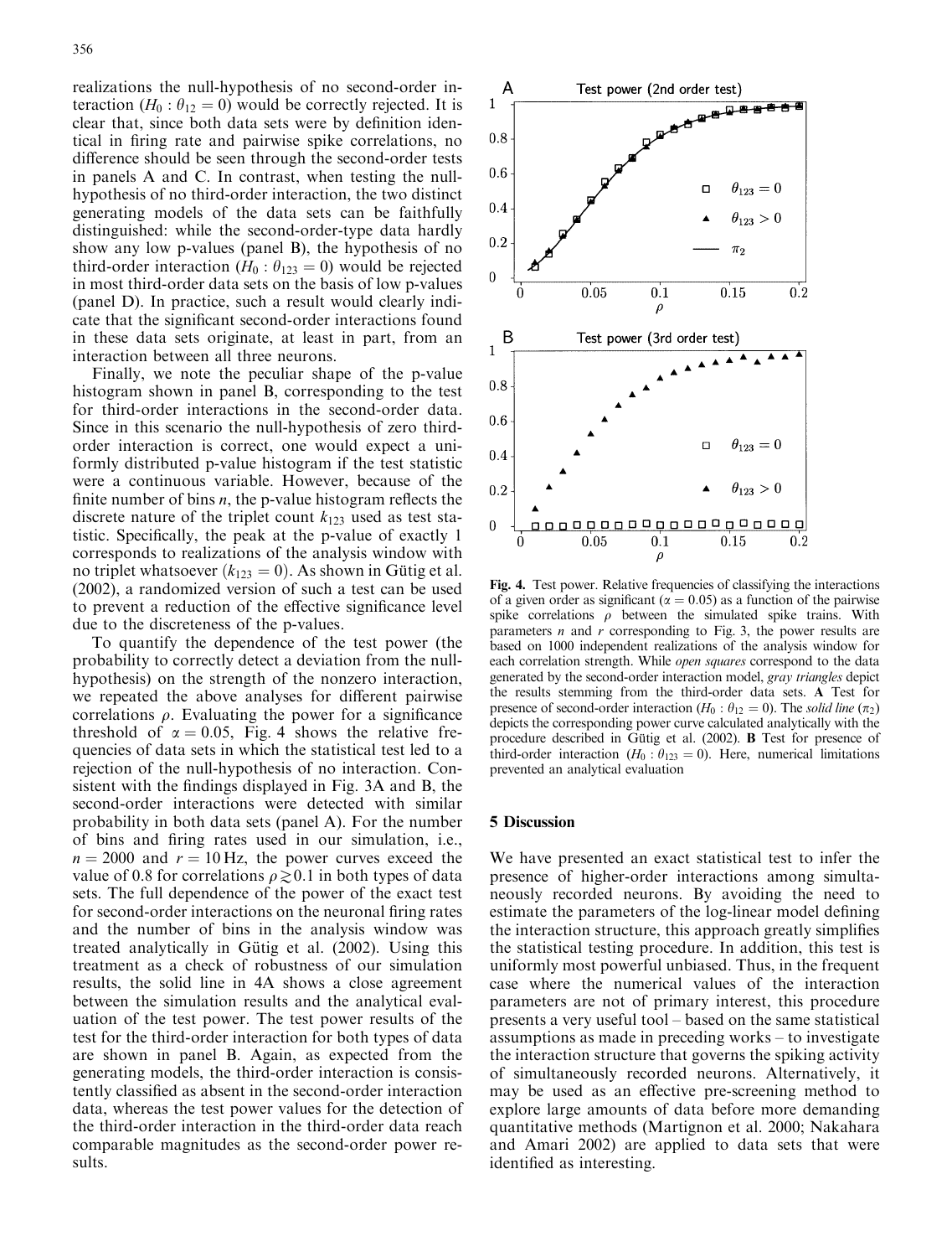realizations the null-hypothesis of no second-order interaction ($H_0 : \theta_{12} = 0$) would be correctly rejected. It is clear that, since both data sets were by definition identical in firing rate and pairwise spike correlations, no difference should be seen through the second-order tests in panels A and C. In contrast, when testing the null-hypothesis of no third-order interaction, the two distinct generating models of the data sets can be faithfully distinguished: while the second-order-type data hardly show any low p-values (panel B), the hypothesis of no third-order interaction ($H_0 : \theta_{123} = 0$) would be rejected in most third-order data sets on the basis of low p-values (panel D). In practice, such a result would clearly indicate that the significant second-order interactions found in these data sets originate, at least in part, from an interaction between all three neurons.

Finally, we note the peculiar shape of the p-value histogram shown in panel B, corresponding to the test for third-order interactions in the second-order data. Since in this scenario the null-hypothesis of zero third-order interaction is correct, one would expect a uniformly distributed p-value histogram if the test statistic were a continuous variable. However, because of the finite number of bins $n$, the p-value histogram reflects the discrete nature of the triplet count $k_{123}$ used as test statistic. Specifically, the peak at the p-value of exactly 1 corresponds to realizations of the analysis window with no triplet whatsoever ($k_{123} = 0$). As shown in Gütig et al. (2002), a randomized version of such a test can be used to prevent a reduction of the effective significance level due to the discreteness of the p-values.

To quantify the dependence of the test power (the probability to correctly detect a deviation from the null-hypothesis) on the strength of the nonzero interaction, we repeated the above analyses for different pairwise correlations $\rho$. Evaluating the power for a significance threshold of $\alpha = 0.05$, Fig. 4 shows the relative frequencies of data sets in which the statistical test led to a rejection of the null-hypothesis of no interaction. Consistent with the findings displayed in Fig. 3A and B, the second-order interactions were detected with similar probability in both data sets (panel A). For the number of bins and firing rates used in our simulation, i.e., $n = 2000$ and $r = 10\,\text{Hz}$, the power curves exceed the value of 0.8 for correlations $\rho \gtrsim 0.1$ in both types of data sets. The full dependence of the power of the exact test for second-order interactions on the neuronal firing rates and the number of bins in the analysis window was treated analytically in Gütig et al. (2002). Using this treatment as a check of robustness of our simulation results, the solid line in 4A shows a close agreement between the simulation results and the analytical evaluation of the test power. The test power results of the test for the third-order interaction for both types of data are shown in panel B. Again, as expected from the generating models, the third-order interaction is consistently classified as absent in the second-order interaction data, whereas the test power values for the detection of the third-order interaction in the third-order data reach comparable magnitudes as the second-order power results.

**Fig. 4.** Test power. Relative frequencies of classifying the interactions of a given order as significant ($\alpha = 0.05$) as a function of the pairwise spike correlations $\rho$ between the simulated spike trains. With parameters $n$ and $r$ corresponding to Fig. 3, the power results are based on 1000 independent realizations of the analysis window for each correlation strength. While *open squares* correspond to the data generated by the second-order interaction model, *gray triangles* depict the results stemming from the third-order data sets. **A** Test for presence of second-order interaction ($H_0 : \theta_{12} = 0$). The *solid line* ($\pi_2$) depicts the corresponding power curve calculated analytically with the procedure described in Gütig et al. (2002). **B** Test for presence of third-order interaction ($H_0 : \theta_{123} = 0$). Here, numerical limitations prevented an analytical evaluation

## 5 Discussion

We have presented an exact statistical test to infer the presence of higher-order interactions among simultaneously recorded neurons. By avoiding the need to estimate the parameters of the log-linear model defining the interaction structure, this approach greatly simplifies the statistical testing procedure. In addition, this test is uniformly most powerful unbiased. Thus, in the frequent case where the numerical values of the interaction parameters are not of primary interest, this procedure presents a very useful tool – based on the same statistical assumptions as made in preceding works – to investigate the interaction structure that governs the spiking activity of simultaneously recorded neurons. Alternatively, it may be used as an effective pre-screening method to explore large amounts of data before more demanding quantitative methods (Martignon et al. 2000; Nakahara and Amari 2002) are applied to data sets that were identified as interesting.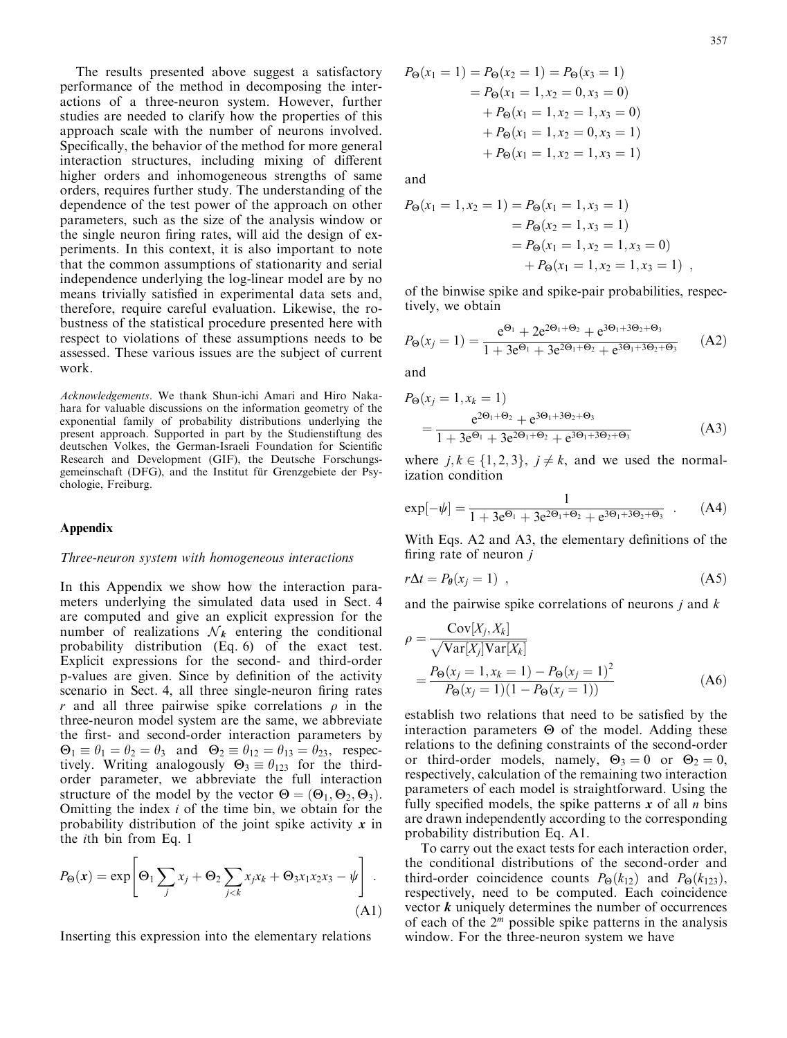The results presented above suggest a satisfactory performance of the method in decomposing the interactions of a three-neuron system. However, further studies are needed to clarify how the properties of this approach scale with the number of neurons involved. Specifically, the behavior of the method for more general interaction structures, including mixing of different higher orders and inhomogeneous strengths of same orders, requires further study. The understanding of the dependence of the test power of the approach on other parameters, such as the size of the analysis window or the single neuron firing rates, will aid the design of experiments. In this context, it is also important to note that the common assumptions of stationarity and serial independence underlying the log-linear model are by no means trivially satisfied in experimental data sets and, therefore, require careful evaluation. Likewise, the robustness of the statistical procedure presented here with respect to violations of these assumptions needs to be assessed. These various issues are the subject of current work.

*Acknowledgements*. We thank Shun-ichi Amari and Hiro Nakahara for valuable discussions on the information geometry of the exponential family of probability distributions underlying the present approach. Supported in part by the Studienstiftung des deutschen Volkes, the German-Israeli Foundation for Scientific Research and Development (GIF), the Deutsche Forschungsgemeinschaft (DFG), and the Institut für Grenzgebiete der Psychologie, Freiburg.

## Appendix

### *Three-neuron system with homogeneous interactions*

In this Appendix we show how the interaction parameters underlying the simulated data used in Sect. 4 are computed and give an explicit expression for the number of realizations $\mathcal{N}_{\boldsymbol{k}}$ entering the conditional probability distribution (Eq. 6) of the exact test. Explicit expressions for the second- and third-order p-values are given. Since by definition of the activity scenario in Sect. 4, all three single-neuron firing rates $r$ and all three pairwise spike correlations $\rho$ in the three-neuron model system are the same, we abbreviate the first- and second-order interaction parameters by $\Theta_1 \equiv \theta_1 = \theta_2 = \theta_3$ and $\Theta_2 \equiv \theta_{12} = \theta_{13} = \theta_{23}$, respectively. Writing analogously $\Theta_3 \equiv \theta_{123}$ for the third-order parameter, we abbreviate the full interaction structure of the model by the vector $\Theta = (\Theta_1, \Theta_2, \Theta_3)$. Omitting the index $i$ of the time bin, we obtain for the probability distribution of the joint spike activity $\boldsymbol{x}$ in the $i$th bin from Eq. 1

$$P_\Theta(\boldsymbol{x}) = \exp\left[\Theta_1 \sum_j x_j + \Theta_2 \sum_{j<k} x_j x_k + \Theta_3 x_1 x_2 x_3 - \psi\right] \ . \tag{A1}$$

Inserting this expression into the elementary relations

$$\begin{aligned}
P_\Theta(x_1 = 1) = P_\Theta(x_2 = 1) &= P_\Theta(x_3 = 1) \\
&= P_\Theta(x_1 = 1, x_2 = 0, x_3 = 0) \\
&\quad + P_\Theta(x_1 = 1, x_2 = 1, x_3 = 0) \\
&\quad + P_\Theta(x_1 = 1, x_2 = 0, x_3 = 1) \\
&\quad + P_\Theta(x_1 = 1, x_2 = 1, x_3 = 1)
\end{aligned}$$

and

$$\begin{aligned}
P_\Theta(x_1 = 1, x_2 = 1) &= P_\Theta(x_1 = 1, x_3 = 1) \\
&= P_\Theta(x_2 = 1, x_3 = 1) \\
&= P_\Theta(x_1 = 1, x_2 = 1, x_3 = 0) \\
&\quad + P_\Theta(x_1 = 1, x_2 = 1, x_3 = 1) \ ,
\end{aligned}$$

of the binwise spike and spike-pair probabilities, respectively, we obtain

$$P_\Theta(x_j = 1) = \frac{e^{\Theta_1} + 2e^{2\Theta_1 + \Theta_2} + e^{3\Theta_1 + 3\Theta_2 + \Theta_3}}{1 + 3e^{\Theta_1} + 3e^{2\Theta_1 + \Theta_2} + e^{3\Theta_1 + 3\Theta_2 + \Theta_3}} \tag{A2}$$

and

$$P_\Theta(x_j = 1, x_k = 1) = \frac{e^{2\Theta_1 + \Theta_2} + e^{3\Theta_1 + 3\Theta_2 + \Theta_3}}{1 + 3e^{\Theta_1} + 3e^{2\Theta_1 + \Theta_2} + e^{3\Theta_1 + 3\Theta_2 + \Theta_3}} \tag{A3}$$

where $j, k \in \{1, 2, 3\}$, $j \neq k$, and we used the normalization condition

$$\exp[-\psi] = \frac{1}{1 + 3e^{\Theta_1} + 3e^{2\Theta_1 + \Theta_2} + e^{3\Theta_1 + 3\Theta_2 + \Theta_3}} \ . \tag{A4}$$

With Eqs. A2 and A3, the elementary definitions of the firing rate of neuron $j$

$$r\Delta t = P_\theta(x_j = 1) \ , \tag{A5}$$

and the pairwise spike correlations of neurons $j$ and $k$

$$\begin{aligned}
\rho &= \frac{\mathrm{Cov}[X_j, X_k]}{\sqrt{\mathrm{Var}[X_j]\mathrm{Var}[X_k]}} \\
&= \frac{P_\Theta(x_j = 1, x_k = 1) - P_\Theta(x_j = 1)^2}{P_\Theta(x_j = 1)(1 - P_\Theta(x_j = 1))}
\end{aligned} \tag{A6}$$

establish two relations that need to be satisfied by the interaction parameters $\Theta$ of the model. Adding these relations to the defining constraints of the second-order or third-order models, namely, $\Theta_3 = 0$ or $\Theta_2 = 0$, respectively, calculation of the remaining two interaction parameters of each model is straightforward. Using the fully specified models, the spike patterns $\boldsymbol{x}$ of all $n$ bins are drawn independently according to the corresponding probability distribution Eq. A1.

To carry out the exact tests for each interaction order, the conditional distributions of the second-order and third-order coincidence counts $P_\Theta(k_{12})$ and $P_\Theta(k_{123})$, respectively, need to be computed. Each coincidence vector $\boldsymbol{k}$ uniquely determines the number of occurrences of each of the $2^m$ possible spike patterns in the analysis window. For the three-neuron system we have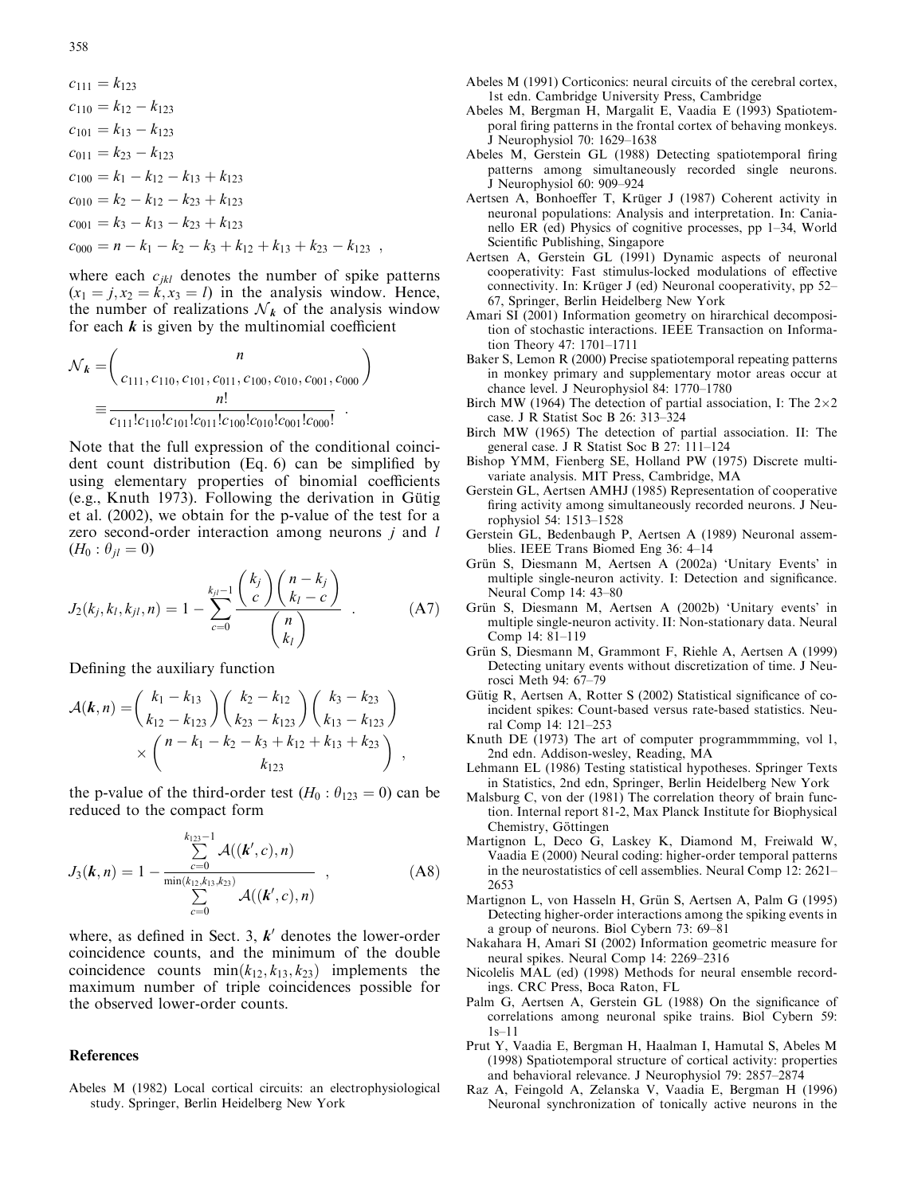$$
\begin{aligned}
c_{111} &= k_{123} \\
c_{110} &= k_{12} - k_{123} \\
c_{101} &= k_{13} - k_{123} \\
c_{011} &= k_{23} - k_{123} \\
c_{100} &= k_1 - k_{12} - k_{13} + k_{123} \\
c_{010} &= k_2 - k_{12} - k_{23} + k_{123} \\
c_{001} &= k_3 - k_{13} - k_{23} + k_{123} \\
c_{000} &= n - k_1 - k_2 - k_3 + k_{12} + k_{13} + k_{23} - k_{123} \ ,
\end{aligned}
$$

where each $c_{jkl}$ denotes the number of spike patterns $(x_1 = j, x_2 = k, x_3 = l)$ in the analysis window. Hence, the number of realizations $\mathcal{N}_{\boldsymbol{k}}$ of the analysis window for each $\boldsymbol{k}$ is given by the multinomial coefficient

$$
\begin{aligned}
\mathcal{N}_{\boldsymbol{k}} &= \binom{n}{c_{111}, c_{110}, c_{101}, c_{011}, c_{100}, c_{010}, c_{001}, c_{000}} \\
&\equiv \frac{n!}{c_{111}! c_{110}! c_{101}! c_{011}! c_{100}! c_{010}! c_{001}! c_{000}!} \ .
\end{aligned}
$$

Note that the full expression of the conditional coincident count distribution (Eq. 6) can be simplified by using elementary properties of binomial coefficients (e.g., Knuth 1973). Following the derivation in Gütig et al. (2002), we obtain for the p-value of the test for a zero second-order interaction among neurons $j$ and $l$ $(H_0 : \theta_{jl} = 0)$

$$
J_2(k_j, k_l, k_{jl}, n) = 1 - \sum_{c=0}^{k_{jl}-1} \frac{\binom{k_j}{c} \binom{n-k_j}{k_l - c}}{\binom{n}{k_l}} \ . \tag{A7}
$$

Defining the auxiliary function

$$
\begin{aligned}
\mathcal{A}(\boldsymbol{k}, n) = &\binom{k_1 - k_{13}}{k_{12} - k_{123}} \binom{k_2 - k_{12}}{k_{23} - k_{123}} \binom{k_3 - k_{23}}{k_{13} - k_{123}} \\
&\times \binom{n - k_1 - k_2 - k_3 + k_{12} + k_{13} + k_{23}}{k_{123}} \ ,
\end{aligned}
$$

the p-value of the third-order test $(H_0 : \theta_{123} = 0)$ can be reduced to the compact form

$$
J_3(\boldsymbol{k}, n) = 1 - \frac{\sum_{c=0}^{k_{123}-1} \mathcal{A}((\boldsymbol{k}', c), n)}{\sum_{c=0}^{\min(k_{12}, k_{13}, k_{23})} \mathcal{A}((\boldsymbol{k}', c), n)} \ , \tag{A8}
$$

where, as defined in Sect. 3, $\boldsymbol{k}'$ denotes the lower-order coincidence counts, and the minimum of the double coincidence counts $\min(k_{12}, k_{13}, k_{23})$ implements the maximum number of triple coincidences possible for the observed lower-order counts.

## References

Abeles M (1982) Local cortical circuits: an electrophysiological study. Springer, Berlin Heidelberg New York

Abeles M (1991) Corticonics: neural circuits of the cerebral cortex, 1st edn. Cambridge University Press, Cambridge

Abeles M, Bergman H, Margalit E, Vaadia E (1993) Spatiotemporal firing patterns in the frontal cortex of behaving monkeys. J Neurophysiol 70: 1629–1638

Abeles M, Gerstein GL (1988) Detecting spatiotemporal firing patterns among simultaneously recorded single neurons. J Neurophysiol 60: 909–924

Aertsen A, Bonhoeffer T, Krüger J (1987) Coherent activity in neuronal populations: Analysis and interpretation. In: Caniannello ER (ed) Physics of cognitive processes, pp 1–34, World Scientific Publishing, Singapore

Aertsen A, Gerstein GL (1991) Dynamic aspects of neuronal cooperativity: Fast stimulus-locked modulations of effective connectivity. In: Krüger J (ed) Neuronal cooperativity, pp 52–67, Springer, Berlin Heidelberg New York

Amari SI (2001) Information geometry on hirarchical decomposition of stochastic interactions. IEEE Transaction on Information Theory 47: 1701–1711

Baker S, Lemon R (2000) Precise spatiotemporal repeating patterns in monkey primary and supplementary motor areas occur at chance level. J Neurophysiol 84: 1770–1780

Birch MW (1964) The detection of partial association, I: The 2×2 case. J R Statist Soc B 26: 313–324

Birch MW (1965) The detection of partial association. II: The general case. J R Statist Soc B 27: 111–124

Bishop YMM, Fienberg SE, Holland PW (1975) Discrete multivariate analysis. MIT Press, Cambridge, MA

Gerstein GL, Aertsen AMHJ (1985) Representation of cooperative firing activity among simultaneously recorded neurons. J Neurophysiol 54: 1513–1528

Gerstein GL, Bedenbaugh P, Aertsen A (1989) Neuronal assemblies. IEEE Trans Biomed Eng 36: 4–14

Grün S, Diesmann M, Aertsen A (2002a) 'Unitary Events' in multiple single-neuron activity. I: Detection and significance. Neural Comp 14: 43–80

Grün S, Diesmann M, Aertsen A (2002b) 'Unitary events' in multiple single-neuron activity. II: Non-stationary data. Neural Comp 14: 81–119

Grün S, Diesmann M, Grammont F, Riehle A, Aertsen A (1999) Detecting unitary events without discretization of time. J Neurosci Meth 94: 67–79

Gütig R, Aertsen A, Rotter S (2002) Statistical significance of coincident spikes: Count-based versus rate-based statistics. Neural Comp 14: 121–253

Knuth DE (1973) The art of computer programmmming, vol 1, 2nd edn. Addison-wesley, Reading, MA

Lehmann EL (1986) Testing statistical hypotheses. Springer Texts in Statistics, 2nd edn, Springer, Berlin Heidelberg New York

Malsburg C, von der (1981) The correlation theory of brain function. Internal report 81-2, Max Planck Institute for Biophysical Chemistry, Göttingen

Martignon L, Deco G, Laskey K, Diamond M, Freiwald W, Vaadia E (2000) Neural coding: higher-order temporal patterns in the neurostatistics of cell assemblies. Neural Comp 12: 2621–2653

Martignon L, von Hasseln H, Grün S, Aertsen A, Palm G (1995) Detecting higher-order interactions among the spiking events in a group of neurons. Biol Cybern 73: 69–81

Nakahara H, Amari SI (2002) Information geometric measure for neural spikes. Neural Comp 14: 2269–2316

Nicolelis MAL (ed) (1998) Methods for neural ensemble recordings. CRC Press, Boca Raton, FL

Palm G, Aertsen A, Gerstein GL (1988) On the significance of correlations among neuronal spike trains. Biol Cybern 59: 1s–11

Prut Y, Vaadia E, Bergman H, Haalman I, Hamutal S, Abeles M (1998) Spatiotemporal structure of cortical activity: properties and behavioral relevance. J Neurophysiol 79: 2857–2874

Raz A, Feingold A, Zelanska V, Vaadia E, Bergman H (1996) Neuronal synchronization of tonically active neurons in the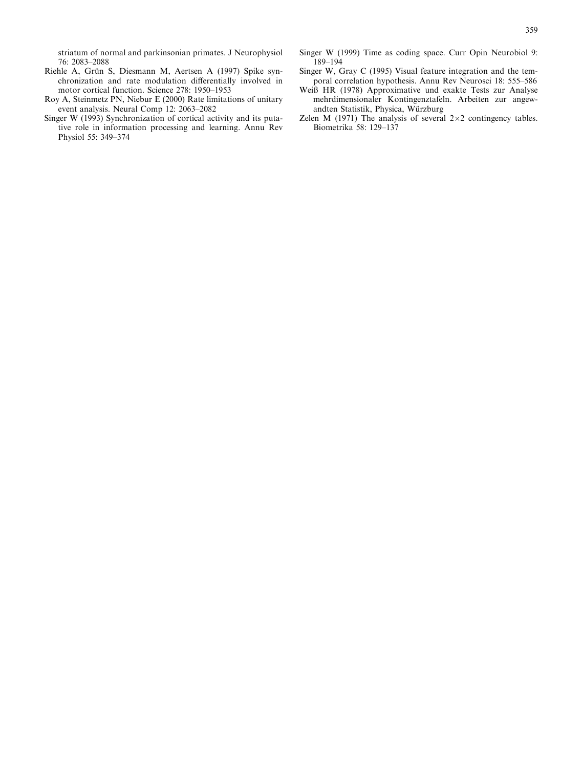striatum of normal and parkinsonian primates. J Neurophysiol 76: 2083–2088

Riehle A, Grün S, Diesmann M, Aertsen A (1997) Spike synchronization and rate modulation differentially involved in motor cortical function. Science 278: 1950–1953

Roy A, Steinmetz PN, Niebur E (2000) Rate limitations of unitary event analysis. Neural Comp 12: 2063–2082

Singer W (1993) Synchronization of cortical activity and its putative role in information processing and learning. Annu Rev Physiol 55: 349–374

Singer W (1999) Time as coding space. Curr Opin Neurobiol 9: 189–194

Singer W, Gray C (1995) Visual feature integration and the temporal correlation hypothesis. Annu Rev Neurosci 18: 555–586

Weiß HR (1978) Approximative und exakte Tests zur Analyse mehrdimensionaler Kontingenztafeln. Arbeiten zur angewandten Statistik, Physica, Würzburg

Zelen M (1971) The analysis of several 2×2 contingency tables. Biometrika 58: 129–137